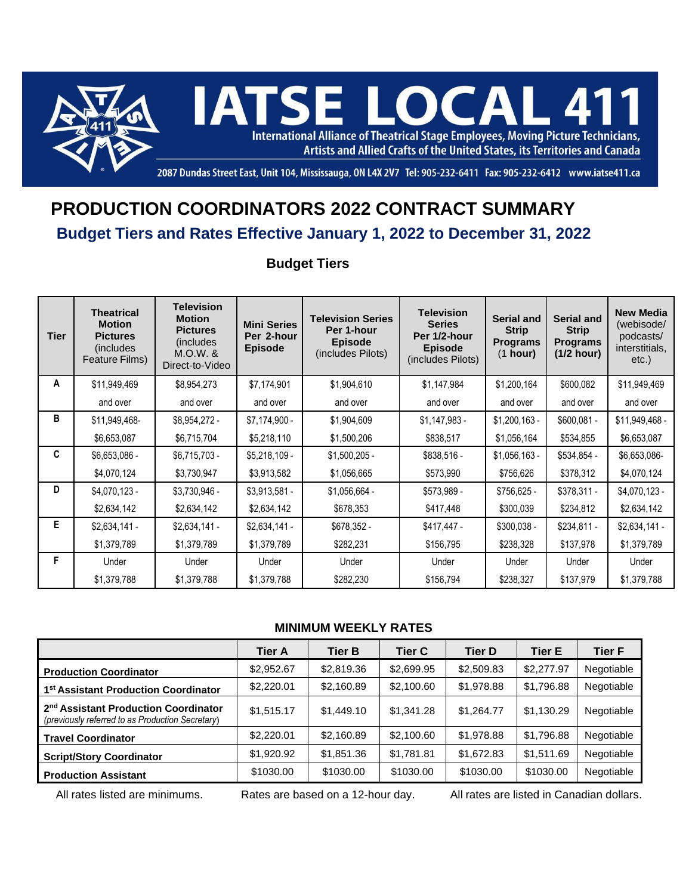# IATSE LOCAL 411

International Alliance of Theatrical Stage Employees, Moving Picture Technicians, Artists and Allied Crafts of the United States, its Territories and Canada

2087 Dundas Street East, Unit 104, Mississauga, ON L4X 2V7 Tel: 905-232-6411 Fax: 905-232-6412 www.iatse411.ca

# PRODUCTION COORDINATORS 2022 CONTRACT SUMMARY

## Budget Tiers and Rates Effective January 1, 2022 to December 31, 2022

### Budget Tiers

| Tier | Theatrical Motion Pictures (includes Feature Films) | Television Motion Pictures (includes M.O.W. & Direct-to-Video | Mini Series Per 2-hour Episode | Television Series Per 1-hour Episode (includes Pilots) | Television Series Per 1/2-hour Episode (includes Pilots) | Serial and Strip Programs (1 hour) | Serial and Strip Programs (1/2 hour) | New Media (webisode/ podcasts/ interstitials, etc.) |
|---|---|---|---|---|---|---|---|---|
| A | $11,949,469 and over | $8,954,273 and over | $7,174,901 and over | $1,904,610 and over | $1,147,984 and over | $1,200,164 and over | $600,082 and over | $11,949,469 and over |
| B | $11,949,468- $6,653,087 | $8,954,272 - $6,715,704 | $7,174,900 - $5,218,110 | $1,904,609 $1,500,206 | $1,147,983 - $838,517 | $1,200,163 - $1,056,164 | $600,081 - $534,855 | $11,949,468 - $6,653,087 |
| C | $6,653,086 - $4,070,124 | $6,715,703 - $3,730,947 | $5,218,109 - $3,913,582 | $1,500,205 - $1,056,665 | $838,516 - $573,990 | $1,056,163 - $756,626 | $534,854 - $378,312 | $6,653,086- $4,070,124 |
| D | $4,070,123 - $2,634,142 | $3,730,946 - $2,634,142 | $3,913,581 - $2,634,142 | $1,056,664 - $678,353 | $573,989 - $417,448 | $756,625 - $300,039 | $378,311 - $234,812 | $4,070,123 - $2,634,142 |
| E | $2,634,141 - $1,379,789 | $2,634,141 - $1,379,789 | $2,634,141 - $1,379,789 | $678,352 - $282,231 | $417,447 - $156,795 | $300,038 - $238,328 | $234,811 - $137,978 | $2,634,141 - $1,379,789 |
| F | Under $1,379,788 | Under $1,379,788 | Under $1,379,788 | Under $282,230 | Under $156,794 | Under $238,327 | Under $137,979 | Under $1,379,788 |

### MINIMUM WEEKLY RATES

| | Tier A | Tier B | Tier C | Tier D | Tier E | Tier F |
|---|---|---|---|---|---|---|
| **Production Coordinator** | $2,952.67 | $2,819.36 | $2,699.95 | $2,509.83 | $2,277.97 | Negotiable |
| **1st Assistant Production Coordinator** | $2,220.01 | $2,160.89 | $2,100.60 | $1,978.88 | $1,796.88 | Negotiable |
| **2nd Assistant Production Coordinator** *(previously referred to as Production Secretary)* | $1,515.17 | $1,449.10 | $1,341.28 | $1,264.77 | $1,130.29 | Negotiable |
| **Travel Coordinator** | $2,220.01 | $2,160.89 | $2,100.60 | $1,978.88 | $1,796.88 | Negotiable |
| **Script/Story Coordinator** | $1,920.92 | $1,851.36 | $1,781.81 | $1,672.83 | $1,511.69 | Negotiable |
| **Production Assistant** | $1030.00 | $1030.00 | $1030.00 | $1030.00 | $1030.00 | Negotiable |

All rates listed are minimums. Rates are based on a 12-hour day. All rates are listed in Canadian dollars.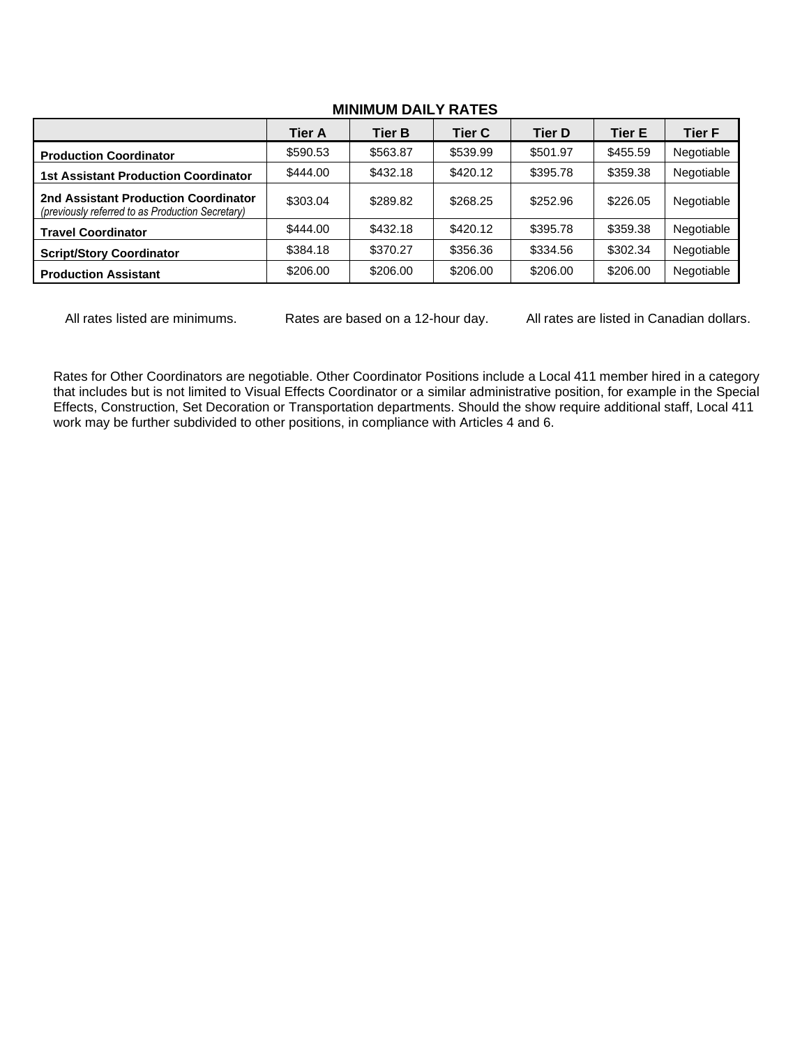**MINIMUM DAILY RATES**

| | Tier A | Tier B | Tier C | Tier D | Tier E | Tier F |
|---|---|---|---|---|---|---|
| **Production Coordinator** | $590.53 | $563.87 | $539.99 | $501.97 | $455.59 | Negotiable |
| **1st Assistant Production Coordinator** | $444.00 | $432.18 | $420.12 | $395.78 | $359.38 | Negotiable |
| **2nd Assistant Production Coordinator** *(previously referred to as Production Secretary)* | $303.04 | $289.82 | $268.25 | $252.96 | $226.05 | Negotiable |
| **Travel Coordinator** | $444.00 | $432.18 | $420.12 | $395.78 | $359.38 | Negotiable |
| **Script/Story Coordinator** | $384.18 | $370.27 | $356.36 | $334.56 | $302.34 | Negotiable |
| **Production Assistant** | $206.00 | $206.00 | $206.00 | $206.00 | $206.00 | Negotiable |

All rates listed are minimums. Rates are based on a 12-hour day. All rates are listed in Canadian dollars.

Rates for Other Coordinators are negotiable. Other Coordinator Positions include a Local 411 member hired in a category that includes but is not limited to Visual Effects Coordinator or a similar administrative position, for example in the Special Effects, Construction, Set Decoration or Transportation departments. Should the show require additional staff, Local 411 work may be further subdivided to other positions, in compliance with Articles 4 and 6.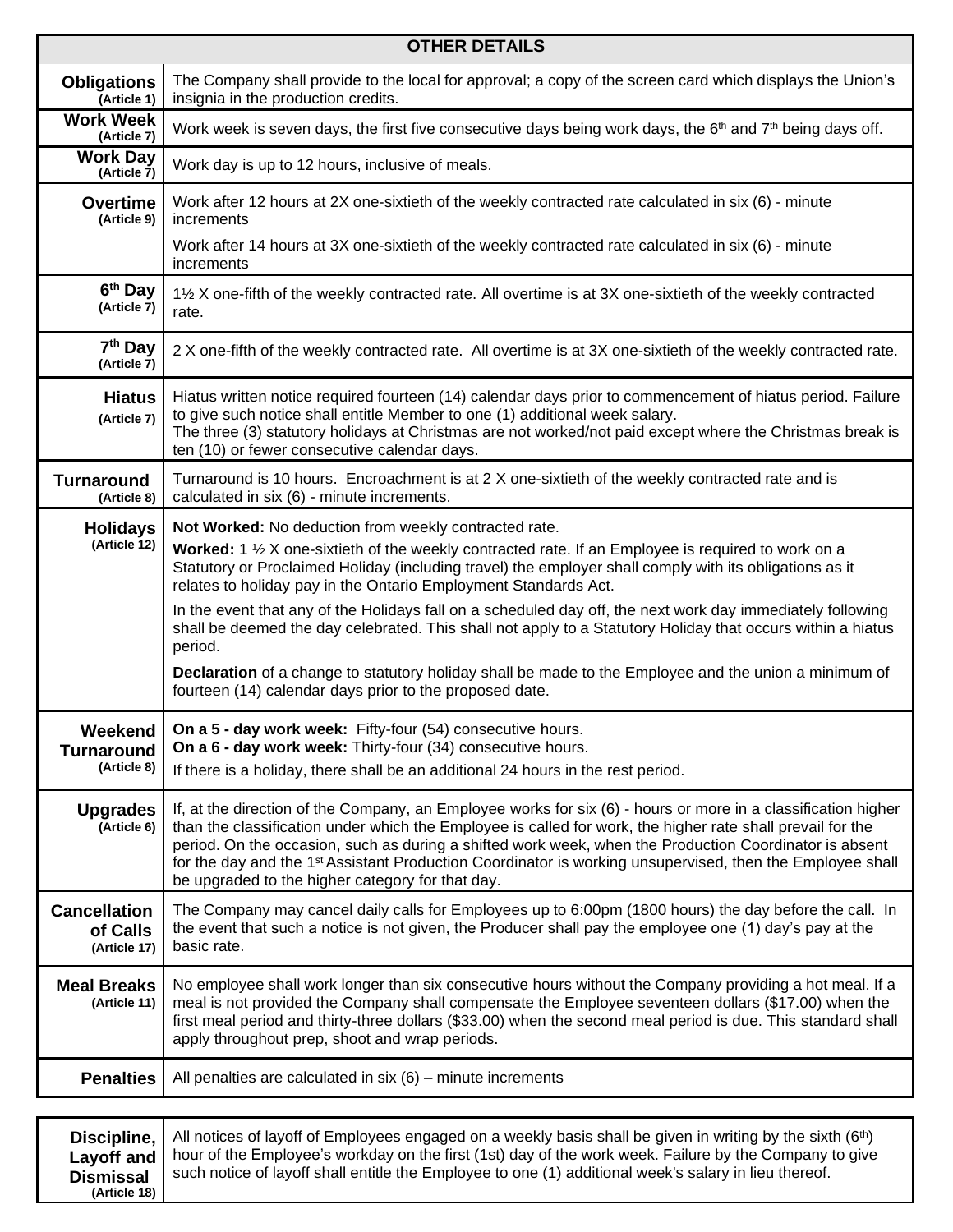| OTHER DETAILS | |
|---|---|
| **Obligations** (Article 1) | The Company shall provide to the local for approval; a copy of the screen card which displays the Union's insignia in the production credits. |
| **Work Week** (Article 7) | Work week is seven days, the first five consecutive days being work days, the 6th and 7th being days off. |
| **Work Day** (Article 7) | Work day is up to 12 hours, inclusive of meals. |
| **Overtime** (Article 9) | Work after 12 hours at 2X one-sixtieth of the weekly contracted rate calculated in six (6) - minute increments<br><br>Work after 14 hours at 3X one-sixtieth of the weekly contracted rate calculated in six (6) - minute increments |
| **6th Day** (Article 7) | 1½ X one-fifth of the weekly contracted rate. All overtime is at 3X one-sixtieth of the weekly contracted rate. |
| **7th Day** (Article 7) | 2 X one-fifth of the weekly contracted rate. All overtime is at 3X one-sixtieth of the weekly contracted rate. |
| **Hiatus** (Article 7) | Hiatus written notice required fourteen (14) calendar days prior to commencement of hiatus period. Failure to give such notice shall entitle Member to one (1) additional week salary.<br>The three (3) statutory holidays at Christmas are not worked/not paid except where the Christmas break is ten (10) or fewer consecutive calendar days. |
| **Turnaround** (Article 8) | Turnaround is 10 hours. Encroachment is at 2 X one-sixtieth of the weekly contracted rate and is calculated in six (6) - minute increments. |
| **Holidays** (Article 12) | **Not Worked:** No deduction from weekly contracted rate.<br><br>**Worked:** 1 ½ X one-sixtieth of the weekly contracted rate. If an Employee is required to work on a Statutory or Proclaimed Holiday (including travel) the employer shall comply with its obligations as it relates to holiday pay in the Ontario Employment Standards Act.<br><br>In the event that any of the Holidays fall on a scheduled day off, the next work day immediately following shall be deemed the day celebrated. This shall not apply to a Statutory Holiday that occurs within a hiatus period.<br><br>**Declaration** of a change to statutory holiday shall be made to the Employee and the union a minimum of fourteen (14) calendar days prior to the proposed date. |
| **Weekend Turnaround** (Article 8) | **On a 5 - day work week:** Fifty-four (54) consecutive hours.<br>**On a 6 - day work week:** Thirty-four (34) consecutive hours.<br>If there is a holiday, there shall be an additional 24 hours in the rest period. |
| **Upgrades** (Article 6) | If, at the direction of the Company, an Employee works for six (6) - hours or more in a classification higher than the classification under which the Employee is called for work, the higher rate shall prevail for the period. On the occasion, such as during a shifted work week, when the Production Coordinator is absent for the day and the 1st Assistant Production Coordinator is working unsupervised, then the Employee shall be upgraded to the higher category for that day. |
| **Cancellation of Calls** (Article 17) | The Company may cancel daily calls for Employees up to 6:00pm (1800 hours) the day before the call. In the event that such a notice is not given, the Producer shall pay the employee one (1) day's pay at the basic rate. |
| **Meal Breaks** (Article 11) | No employee shall work longer than six consecutive hours without the Company providing a hot meal. If a meal is not provided the Company shall compensate the Employee seventeen dollars ($17.00) when the first meal period and thirty-three dollars ($33.00) when the second meal period is due. This standard shall apply throughout prep, shoot and wrap periods. |
| **Penalties** | All penalties are calculated in six (6) – minute increments |

| | |
|---|---|
| **Discipline, Layoff and Dismissal** (Article 18) | All notices of layoff of Employees engaged on a weekly basis shall be given in writing by the sixth (6th) hour of the Employee's workday on the first (1st) day of the work week. Failure by the Company to give such notice of layoff shall entitle the Employee to one (1) additional week's salary in lieu thereof. |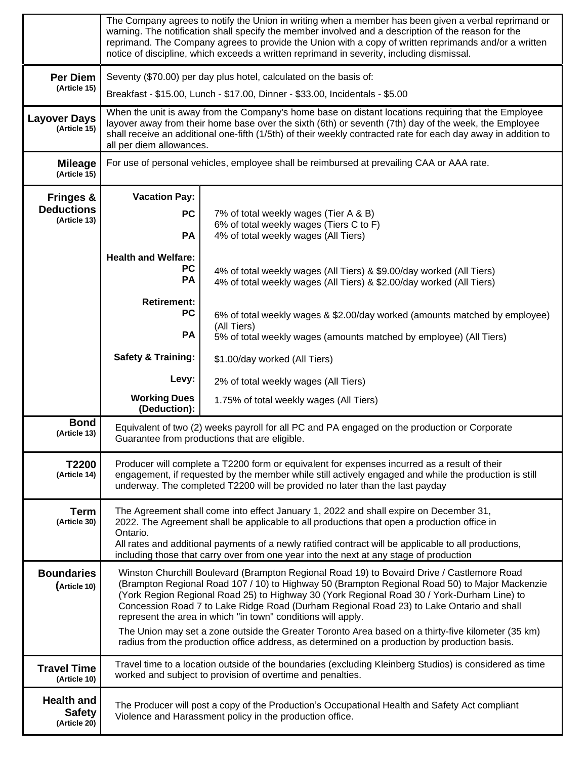| | | |
|---|---|---|
| | The Company agrees to notify the Union in writing when a member has been given a verbal reprimand or warning. The notification shall specify the member involved and a description of the reason for the reprimand. The Company agrees to provide the Union with a copy of written reprimands and/or a written notice of discipline, which exceeds a written reprimand in severity, including dismissal. | |
| **Per Diem** (Article 15) | Seventy ($70.00) per day plus hotel, calculated on the basis of:<br>Breakfast - $15.00, Lunch - $17.00, Dinner - $33.00, Incidentals - $5.00 | |
| **Layover Days** (Article 15) | When the unit is away from the Company's home base on distant locations requiring that the Employee layover away from their home base over the sixth (6th) or seventh (7th) day of the week, the Employee shall receive an additional one-fifth (1/5th) of their weekly contracted rate for each day away in addition to all per diem allowances. | |
| **Mileage** (Article 15) | For use of personal vehicles, employee shall be reimbursed at prevailing CAA or AAA rate. | |
| **Fringes & Deductions** (Article 13) | **Vacation Pay:**<br>**PC**<br><br>**PA** | 7% of total weekly wages (Tier A & B)<br>6% of total weekly wages (Tiers C to F)<br>4% of total weekly wages (All Tiers) |
| | **Health and Welfare:**<br>**PC**<br>**PA** | 4% of total weekly wages (All Tiers) & $9.00/day worked (All Tiers)<br>4% of total weekly wages (All Tiers) & $2.00/day worked (All Tiers) |
| | **Retirement:**<br>**PC**<br><br>**PA** | 6% of total weekly wages & $2.00/day worked (amounts matched by employee) (All Tiers)<br>5% of total weekly wages (amounts matched by employee) (All Tiers) |
| | **Safety & Training:** | $1.00/day worked (All Tiers) |
| | **Levy:** | 2% of total weekly wages (All Tiers) |
| | **Working Dues (Deduction):** | 1.75% of total weekly wages (All Tiers) |
| **Bond** (Article 13) | Equivalent of two (2) weeks payroll for all PC and PA engaged on the production or Corporate Guarantee from productions that are eligible. | |
| **T2200** (Article 14) | Producer will complete a T2200 form or equivalent for expenses incurred as a result of their engagement, if requested by the member while still actively engaged and while the production is still underway. The completed T2200 will be provided no later than the last payday | |
| **Term** (Article 30) | The Agreement shall come into effect January 1, 2022 and shall expire on December 31, 2022. The Agreement shall be applicable to all productions that open a production office in Ontario.<br>All rates and additional payments of a newly ratified contract will be applicable to all productions, including those that carry over from one year into the next at any stage of production | |
| **Boundaries** (Article 10) | Winston Churchill Boulevard (Brampton Regional Road 19) to Bovaird Drive / Castlemore Road (Brampton Regional Road 107 / 10) to Highway 50 (Brampton Regional Road 50) to Major Mackenzie (York Region Regional Road 25) to Highway 30 (York Regional Road 30 / York-Durham Line) to Concession Road 7 to Lake Ridge Road (Durham Regional Road 23) to Lake Ontario and shall represent the area in which "in town" conditions will apply.<br>The Union may set a zone outside the Greater Toronto Area based on a thirty-five kilometer (35 km) radius from the production office address, as determined on a production by production basis. | |
| **Travel Time** (Article 10) | Travel time to a location outside of the boundaries (excluding Kleinberg Studios) is considered as time worked and subject to provision of overtime and penalties. | |
| **Health and Safety** (Article 20) | The Producer will post a copy of the Production's Occupational Health and Safety Act compliant Violence and Harassment policy in the production office. | |